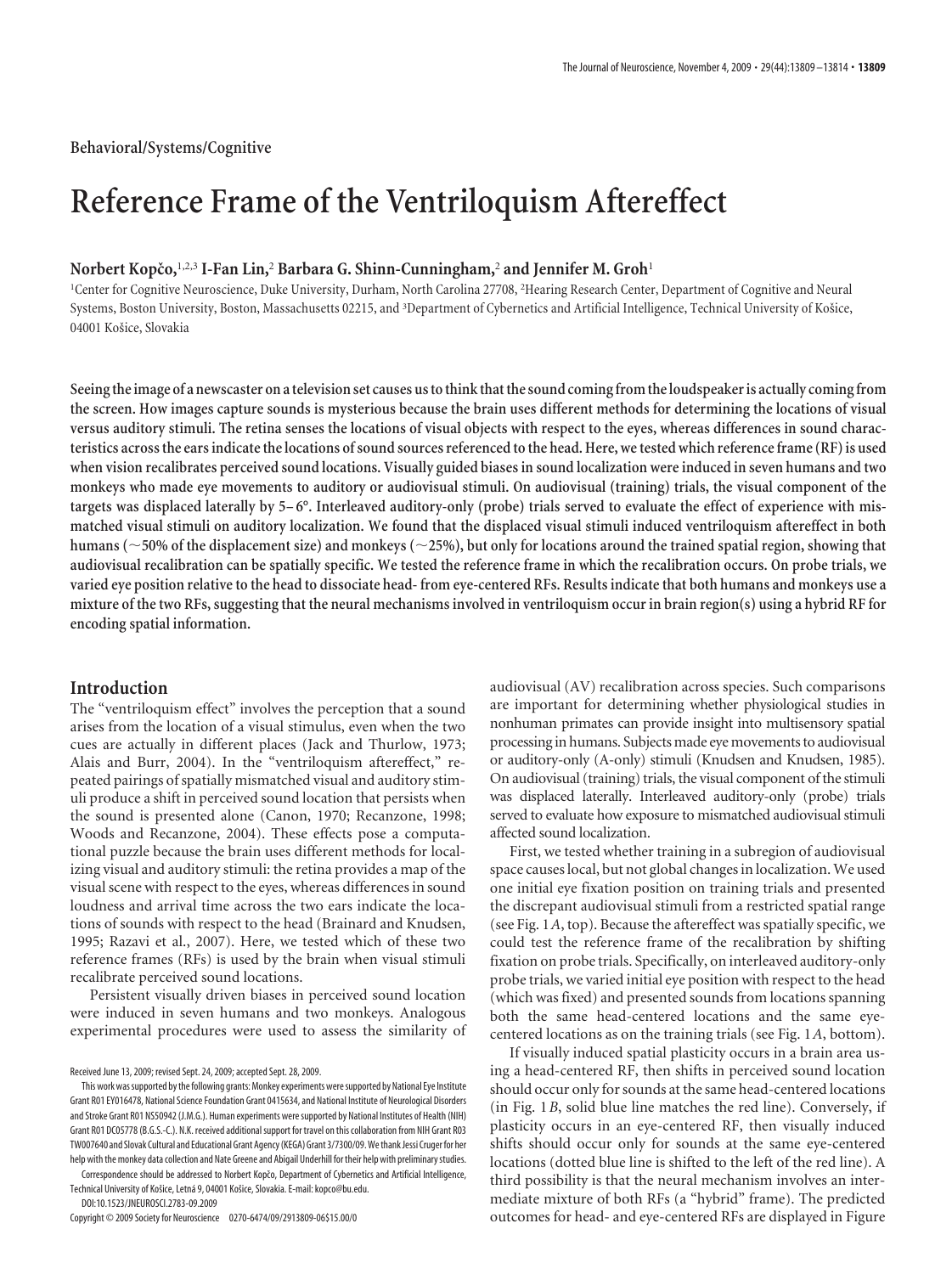Behavioral/Systems/Cognitive

# Reference Frame of the Ventriloquism Aftereffect

**Norbert Kopčo,[1,2,3] I-Fan Lin,[2] Barbara G. Shinn-Cunningham,[2] and Jennifer M. Groh[1]**

[1]Center for Cognitive Neuroscience, Duke University, Durham, North Carolina 27708, [2]Hearing Research Center, Department of Cognitive and Neural Systems, Boston University, Boston, Massachusetts 02215, and [3]Department of Cybernetics and Artificial Intelligence, Technical University of Košice, 04001 Košice, Slovakia

**Seeing the image of a newscaster on a television set causes us to think that the sound coming from the loudspeaker is actually coming from the screen. How images capture sounds is mysterious because the brain uses different methods for determining the locations of visual versus auditory stimuli. The retina senses the locations of visual objects with respect to the eyes, whereas differences in sound characteristics across the ears indicate the locations of sound sources referenced to the head. Here, we tested which reference frame (RF) is used when vision recalibrates perceived sound locations. Visually guided biases in sound localization were induced in seven humans and two monkeys who made eye movements to auditory or audiovisual stimuli. On audiovisual (training) trials, the visual component of the targets was displaced laterally by 5–6°. Interleaved auditory-only (probe) trials served to evaluate the effect of experience with mismatched visual stimuli on auditory localization. We found that the displaced visual stimuli induced ventriloquism aftereffect in both humans (~50% of the displacement size) and monkeys (~25%), but only for locations around the trained spatial region, showing that audiovisual recalibration can be spatially specific. We tested the reference frame in which the recalibration occurs. On probe trials, we varied eye position relative to the head to dissociate head- from eye-centered RFs. Results indicate that both humans and monkeys use a mixture of the two RFs, suggesting that the neural mechanisms involved in ventriloquism occur in brain region(s) using a hybrid RF for encoding spatial information.**

## Introduction

The "ventriloquism effect" involves the perception that a sound arises from the location of a visual stimulus, even when the two cues are actually in different places (Jack and Thurlow, 1973; Alais and Burr, 2004). In the "ventriloquism aftereffect," repeated pairings of spatially mismatched visual and auditory stimuli produce a shift in perceived sound location that persists when the sound is presented alone (Canon, 1970; Recanzone, 1998; Woods and Recanzone, 2004). These effects pose a computational puzzle because the brain uses different methods for localizing visual and auditory stimuli: the retina provides a map of the visual scene with respect to the eyes, whereas differences in sound loudness and arrival time across the two ears indicate the locations of sounds with respect to the head (Brainard and Knudsen, 1995; Razavi et al., 2007). Here, we tested which of these two reference frames (RFs) is used by the brain when visual stimuli recalibrate perceived sound locations.

Persistent visually driven biases in perceived sound location were induced in seven humans and two monkeys. Analogous experimental procedures were used to assess the similarity of audiovisual (AV) recalibration across species. Such comparisons are important for determining whether physiological studies in nonhuman primates can provide insight into multisensory spatial processing in humans. Subjects made eye movements to audiovisual or auditory-only (A-only) stimuli (Knudsen and Knudsen, 1985). On audiovisual (training) trials, the visual component of the stimuli was displaced laterally. Interleaved auditory-only (probe) trials served to evaluate how exposure to mismatched audiovisual stimuli affected sound localization.

First, we tested whether training in a subregion of audiovisual space causes local, but not global changes in localization. We used one initial eye fixation position on training trials and presented the discrepant audiovisual stimuli from a restricted spatial range (see Fig. 1*A*, top). Because the aftereffect was spatially specific, we could test the reference frame of the recalibration by shifting fixation on probe trials. Specifically, on interleaved auditory-only probe trials, we varied initial eye position with respect to the head (which was fixed) and presented sounds from locations spanning both the same head-centered locations and the same eye-centered locations as on the training trials (see Fig. 1*A*, bottom).

If visually induced spatial plasticity occurs in a brain area using a head-centered RF, then shifts in perceived sound location should occur only for sounds at the same head-centered locations (in Fig. 1*B*, solid blue line matches the red line). Conversely, if plasticity occurs in an eye-centered RF, then visually induced shifts should occur only for sounds at the same eye-centered locations (dotted blue line is shifted to the left of the red line). A third possibility is that the neural mechanism involves an intermediate mixture of both RFs (a "hybrid" frame). The predicted outcomes for head- and eye-centered RFs are displayed in Figure

Received June 13, 2009; revised Sept. 24, 2009; accepted Sept. 28, 2009.

This work was supported by the following grants: Monkey experiments were supported by National Eye Institute Grant R01 EY016478, National Science Foundation Grant 0415634, and National Institute of Neurological Disorders and Stroke Grant R01 NS50942 (J.M.G.). Human experiments were supported by National Institutes of Health (NIH) Grant R01 DC05778 (B.G.S.-C.). N.K. received additional support for travel on this collaboration from NIH Grant R03 TW007640 and Slovak Cultural and Educational Grant Agency (KEGA) Grant 3/7300/09. We thank Jessi Cruger for her help with the monkey data collection and Nate Greene and Abigail Underhill for their help with preliminary studies.

Correspondence should be addressed to Norbert Kopčo, Department of Cybernetics and Artificial Intelligence, Technical University of Košice, Letná 9, 04001 Košice, Slovakia. E-mail: kopco@bu.edu.

DOI:10.1523/JNEUROSCI.2783-09.2009

Copyright © 2009 Society for Neuroscience 0270-6474/09/2913809-06$15.00/0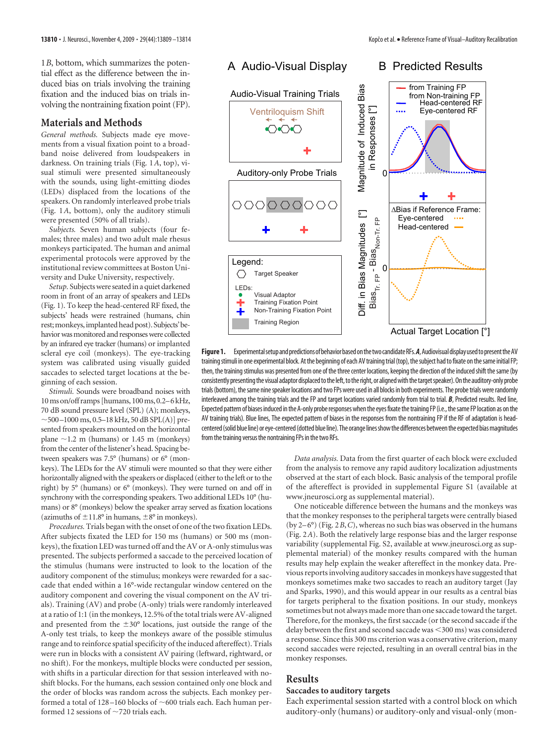1*B*, bottom, which summarizes the potential effect as the difference between the induced bias on trials involving the training fixation and the induced bias on trials involving the nontraining fixation point (FP).

## Materials and Methods

*General methods.* Subjects made eye movements from a visual fixation point to a broadband noise delivered from loudspeakers in darkness. On training trials (Fig. 1*A*, top), visual stimuli were presented simultaneously with the sounds, using light-emitting diodes (LEDs) displaced from the locations of the speakers. On randomly interleaved probe trials (Fig. 1*A*, bottom), only the auditory stimuli were presented (50% of all trials).

*Subjects.* Seven human subjects (four females; three males) and two adult male rhesus monkeys participated. The human and animal experimental protocols were approved by the institutional review committees at Boston University and Duke University, respectively.

*Setup.* Subjects were seated in a quiet darkened room in front of an array of speakers and LEDs (Fig. 1). To keep the head-centered RF fixed, the subjects' heads were restrained (humans, chin rest; monkeys, implanted head post). Subjects' behavior was monitored and responses were collected by an infrared eye tracker (humans) or implanted scleral eye coil (monkeys). The eye-tracking system was calibrated using visually guided saccades to selected target locations at the beginning of each session.

*Stimuli.* Sounds were broadband noises with 10 ms on/off ramps [humans, 100 ms, 0.2–6 kHz, 70 dB sound pressure level (SPL) (A); monkeys, ~500–1000 ms, 0.5–18 kHz, 50 dB SPL(A)] presented from speakers mounted on the horizontal plane ~1.2 m (humans) or 1.45 m (monkeys) from the center of the listener's head. Spacing between speakers was 7.5° (humans) or 6° (monkeys). The LEDs for the AV stimuli were mounted so that they were either horizontally aligned with the speakers or displaced (either to the left or to the right) by 5° (humans) or 6° (monkeys). They were turned on and off in synchrony with the corresponding speakers. Two additional LEDs 10° (humans) or 8° (monkeys) below the speaker array served as fixation locations (azimuths of ±11.8° in humans, ±8° in monkeys).

*Procedures.* Trials began with the onset of one of the two fixation LEDs. After subjects fixated the LED for 150 ms (humans) or 500 ms (monkeys), the fixation LED was turned off and the AV or A-only stimulus was presented. The subjects performed a saccade to the perceived location of the stimulus (humans were instructed to look to the location of the auditory component of the stimulus; monkeys were rewarded for a saccade that ended within a 16°-wide rectangular window centered on the auditory component and covering the visual component on the AV trials). Training (AV) and probe (A-only) trials were randomly interleaved at a ratio of 1:1 (in the monkeys, 12.5% of the total trials were AV-aligned and presented from the ±30° locations, just outside the range of the A-only test trials, to keep the monkeys aware of the possible stimulus range and to reinforce spatial specificity of the induced aftereffect). Trials were run in blocks with a consistent AV pairing (leftward, rightward, or no shift). For the monkeys, multiple blocks were conducted per session, with shifts in a particular direction for that session interleaved with no-shift blocks. For the humans, each session contained only one block and the order of blocks was random across the subjects. Each monkey performed a total of 128–160 blocks of ~600 trials each. Each human performed 12 sessions of ~720 trials each.

**Figure 1.** Experimental setup and predictions of behavior based on the two candidate RFs. ***A***, Audiovisual display used to present the AV training stimuli in one experimental block. At the beginning of each AV training trial (top), the subject had to fixate on the same initial FP; then, the training stimulus was presented from one of the three center locations, keeping the direction of the induced shift the same (by consistently presenting the visual adaptor displaced to the left, to the right, or aligned with the target speaker). On the auditory-only probe trials (bottom), the same nine speaker locations and two FPs were used in all blocks in both experiments. The probe trials were randomly interleaved among the training trials and the FP and target locations varied randomly from trial to trial. ***B***, Predicted results. Red line, Expected pattern of biases induced in the A-only probe responses when the eyes fixate the training FP (i.e., the same FP location as on the AV training trials). Blue lines, The expected pattern of biases in the responses from the nontraining FP if the RF of adaptation is head-centered (solid blue line) or eye-centered (dotted blue line). The orange lines show the differences between the expected bias magnitudes from the training versus the nontraining FPs in the two RFs.

*Data analysis.* Data from the first quarter of each block were excluded from the analysis to remove any rapid auditory localization adjustments observed at the start of each block. Basic analysis of the temporal profile of the aftereffect is provided in supplemental Figure S1 (available at www.jneurosci.org as supplemental material).

One noticeable difference between the humans and the monkeys was that the monkey responses to the peripheral targets were centrally biased (by 2–6°) (Fig. 2*B*,*C*), whereas no such bias was observed in the humans (Fig. 2*A*). Both the relatively large response bias and the larger response variability (supplemental Fig. S2, available at www.jneurosci.org as supplemental material) of the monkey results compared with the human results may help explain the weaker aftereffect in the monkey data. Previous reports involving auditory saccades in monkeys have suggested that monkeys sometimes make two saccades to reach an auditory target (Jay and Sparks, 1990), and this would appear in our results as a central bias for targets peripheral to the fixation positions. In our study, monkeys sometimes but not always made more than one saccade toward the target. Therefore, for the monkeys, the first saccade (or the second saccade if the delay between the first and second saccade was <300 ms) was considered a response. Since this 300 ms criterion was a conservative criterion, many second saccades were rejected, resulting in an overall central bias in the monkey responses.

## Results

### Saccades to auditory targets

Each experimental session started with a control block on which auditory-only (humans) or auditory-only and visual-only (mon-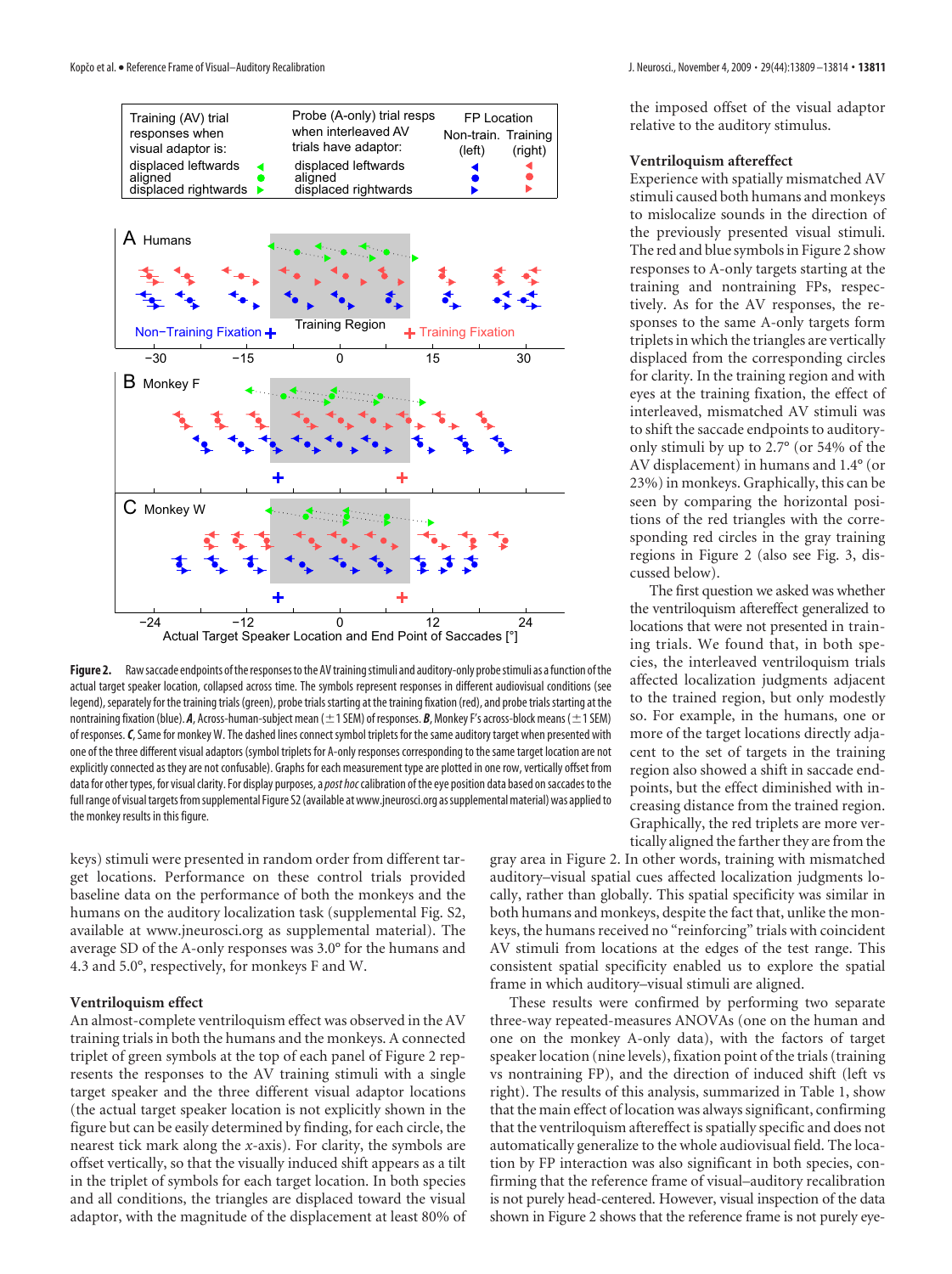**Figure 2.** Raw saccade endpoints of the responses to the AV training stimuli and auditory-only probe stimuli as a function of the actual target speaker location, collapsed across time. The symbols represent responses in different audiovisual conditions (see legend), separately for the training trials (green), probe trials starting at the training fixation (red), and probe trials starting at the nontraining fixation (blue). ***A***, Across-human-subject mean (±1 SEM) of responses. ***B***, Monkey F's across-block means (±1 SEM) of responses. ***C***, Same for monkey W. The dashed lines connect symbol triplets for the same auditory target when presented with one of the three different visual adaptors (symbol triplets for A-only responses corresponding to the same target location are not explicitly connected as they are not confusable). Graphs for each measurement type are plotted in one row, vertically offset from data for other types, for visual clarity. For display purposes, a *post hoc* calibration of the eye position data based on saccades to the full range of visual targets from supplemental Figure S2 (available at www.jneurosci.org as supplemental material) was applied to the monkey results in this figure.

keys) stimuli were presented in random order from different target locations. Performance on these control trials provided baseline data on the performance of both the monkeys and the humans on the auditory localization task (supplemental Fig. S2, available at www.jneurosci.org as supplemental material). The average SD of the A-only responses was 3.0° for the humans and 4.3 and 5.0°, respectively, for monkeys F and W.

### Ventriloquism effect

An almost-complete ventriloquism effect was observed in the AV training trials in both the humans and the monkeys. A connected triplet of green symbols at the top of each panel of Figure 2 represents the responses to the AV training stimuli with a single target speaker and the three different visual adaptor locations (the actual target speaker location is not explicitly shown in the figure but can be easily determined by finding, for each circle, the nearest tick mark along the *x*-axis). For clarity, the symbols are offset vertically, so that the visually induced shift appears as a tilt in the triplet of symbols for each target location. In both species and all conditions, the triangles are displaced toward the visual adaptor, with the magnitude of the displacement at least 80% of the imposed offset of the visual adaptor relative to the auditory stimulus.

### Ventriloquism aftereffect

Experience with spatially mismatched AV stimuli caused both humans and monkeys to mislocalize sounds in the direction of the previously presented visual stimuli. The red and blue symbols in Figure 2 show responses to A-only targets starting at the training and nontraining FPs, respectively. As for the AV responses, the responses to the same A-only targets form triplets in which the triangles are vertically displaced from the corresponding circles for clarity. In the training region and with eyes at the training fixation, the effect of interleaved, mismatched AV stimuli was to shift the saccade endpoints to auditory-only stimuli by up to 2.7° (or 54% of the AV displacement) in humans and 1.4° (or 23%) in monkeys. Graphically, this can be seen by comparing the horizontal positions of the red triangles with the corresponding red circles in the gray training regions in Figure 2 (also see Fig. 3, discussed below).

The first question we asked was whether the ventriloquism aftereffect generalized to locations that were not presented in training trials. We found that, in both species, the interleaved ventriloquism trials affected localization judgments adjacent to the trained region, but only modestly so. For example, in the humans, one or more of the target locations directly adjacent to the set of targets in the training region also showed a shift in saccade endpoints, but the effect diminished with increasing distance from the trained region. Graphically, the red triplets are more vertically aligned the farther they are from the gray area in Figure 2. In other words, training with mismatched auditory–visual spatial cues affected localization judgments locally, rather than globally. This spatial specificity was similar in both humans and monkeys, despite the fact that, unlike the monkeys, the humans received no "reinforcing" trials with coincident AV stimuli from locations at the edges of the test range. This consistent spatial specificity enabled us to explore the spatial frame in which auditory–visual stimuli are aligned.

These results were confirmed by performing two separate three-way repeated-measures ANOVAs (one on the human and one on the monkey A-only data), with the factors of target speaker location (nine levels), fixation point of the trials (training vs nontraining FP), and the direction of induced shift (left vs right). The results of this analysis, summarized in Table 1, show that the main effect of location was always significant, confirming that the ventriloquism aftereffect is spatially specific and does not automatically generalize to the whole audiovisual field. The location by FP interaction was also significant in both species, confirming that the reference frame of visual–auditory recalibration is not purely head-centered. However, visual inspection of the data shown in Figure 2 shows that the reference frame is not purely eye-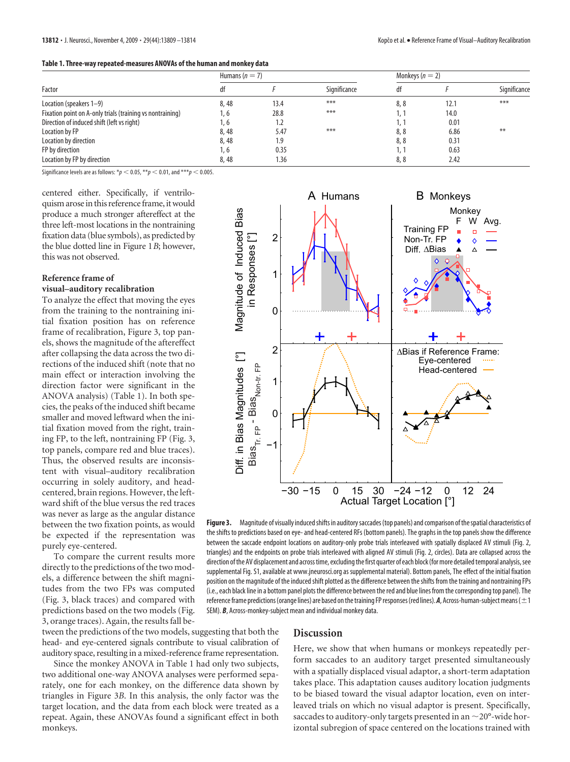**Table 1. Three-way repeated-measures ANOVAs of the human and monkey data**

| Factor | Humans ($n = 7$) | | | Monkeys ($n = 2$) | | |
|---|---|---|---|---|---|---|
| | df | $F$ | Significance | df | $F$ | Significance |
| Location (speakers 1–9) | 8, 48 | 13.4 | *** | 8, 8 | 12.1 | *** |
| Fixation point on A-only trials (training vs nontraining) | 1, 6 | 28.8 | *** | 1, 1 | 14.0 | |
| Direction of induced shift (left vs right) | 1, 6 | 1.2 | | 1, 1 | 0.01 | |
| Location by FP | 8, 48 | 5.47 | *** | 8, 8 | 6.86 | ** |
| Location by direction | 8, 48 | 1.9 | | 8, 8 | 0.31 | |
| FP by direction | 1, 6 | 0.35 | | 1, 1 | 0.63 | |
| Location by FP by direction | 8, 48 | 1.36 | | 8, 8 | 2.42 | |

Significance levels are as follows: *$p < 0.05$, **$p < 0.01$, and ***$p < 0.005$.

centered either. Specifically, if ventriloquism arose in this reference frame, it would produce a much stronger aftereffect at the three left-most locations in the nontraining fixation data (blue symbols), as predicted by the blue dotted line in Figure 1*B*; however, this was not observed.

### Reference frame of visual–auditory recalibration

To analyze the effect that moving the eyes from the training to the nontraining initial fixation position has on reference frame of recalibration, Figure 3, top panels, shows the magnitude of the aftereffect after collapsing the data across the two directions of the induced shift (note that no main effect or interaction involving the direction factor were significant in the ANOVA analysis) (Table 1). In both species, the peaks of the induced shift became smaller and moved leftward when the initial fixation moved from the right, training FP, to the left, nontraining FP (Fig. 3, top panels, compare red and blue traces). Thus, the observed results are inconsistent with visual–auditory recalibration occurring in solely auditory, and head-centered, brain regions. However, the leftward shift of the blue versus the red traces was never as large as the angular distance between the two fixation points, as would be expected if the representation was purely eye-centered.

To compare the current results more directly to the predictions of the two models, a difference between the shift magnitudes from the two FPs was computed (Fig. 3, black traces) and compared with predictions based on the two models (Fig. 3, orange traces). Again, the results fall between the predictions of the two models, suggesting that both the head- and eye-centered signals contribute to visual calibration of auditory space, resulting in a mixed-reference frame representation.

Since the monkey ANOVA in Table 1 had only two subjects, two additional one-way ANOVA analyses were performed separately, one for each monkey, on the difference data shown by triangles in Figure 3*B*. In this analysis, the only factor was the target location, and the data from each block were treated as a repeat. Again, these ANOVAs found a significant effect in both monkeys.

**Figure 3.** Magnitude of visually induced shifts in auditory saccades (top panels) and comparison of the spatial characteristics of the shifts to predictions based on eye- and head-centered RFs (bottom panels). The graphs in the top panels show the difference between the saccade endpoint locations on auditory-only probe trials interleaved with spatially displaced AV stimuli (Fig. 2, triangles) and the endpoints on probe trials interleaved with aligned AV stimuli (Fig. 2, circles). Data are collapsed across the direction of the AV displacement and across time, excluding the first quarter of each block (for more detailed temporal analysis, see supplemental Fig. S1, available at www.jneurosci.org as supplemental material). Bottom panels, The effect of the initial fixation position on the magnitude of the induced shift plotted as the difference between the shifts from the training and nontraining FPs (i.e., each black line in a bottom panel plots the difference between the red and blue lines from the corresponding top panel). The reference frame predictions (orange lines) are based on the training FP responses (red lines). ***A***, Across-human-subject means (±1 SEM). ***B***, Across-monkey-subject mean and individual monkey data.

## Discussion

Here, we show that when humans or monkeys repeatedly perform saccades to an auditory target presented simultaneously with a spatially displaced visual adaptor, a short-term adaptation takes place. This adaptation causes auditory location judgments to be biased toward the visual adaptor location, even on interleaved trials on which no visual adaptor is present. Specifically, saccades to auditory-only targets presented in an ~20°-wide horizontal subregion of space centered on the locations trained with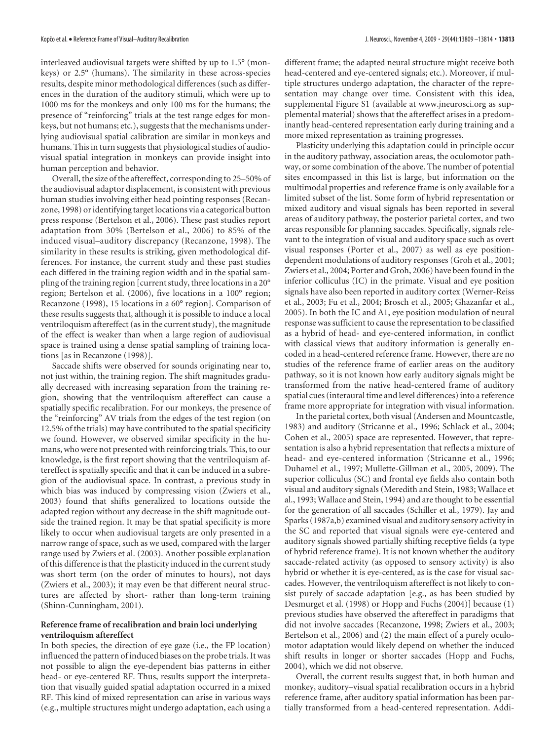interleaved audiovisual targets were shifted by up to 1.5° (monkeys) or 2.5° (humans). The similarity in these across-species results, despite minor methodological differences (such as differences in the duration of the auditory stimuli, which were up to 1000 ms for the monkeys and only 100 ms for the humans; the presence of "reinforcing" trials at the test range edges for monkeys, but not humans; etc.), suggests that the mechanisms underlying audiovisual spatial calibration are similar in monkeys and humans. This in turn suggests that physiological studies of audiovisual spatial integration in monkeys can provide insight into human perception and behavior.

Overall, the size of the aftereffect, corresponding to 25–50% of the audiovisual adaptor displacement, is consistent with previous human studies involving either head pointing responses (Recanzone, 1998) or identifying target locations via a categorical button press response (Bertelson et al., 2006). These past studies report adaptation from 30% (Bertelson et al., 2006) to 85% of the induced visual–auditory discrepancy (Recanzone, 1998). The similarity in these results is striking, given methodological differences. For instance, the current study and these past studies each differed in the training region width and in the spatial sampling of the training region [current study, three locations in a 20° region; Bertelson et al. (2006), five locations in a 100° region; Recanzone (1998), 15 locations in a 60° region]. Comparison of these results suggests that, although it is possible to induce a local ventriloquism aftereffect (as in the current study), the magnitude of the effect is weaker than when a large region of audiovisual space is trained using a dense spatial sampling of training locations [as in Recanzone (1998)].

Saccade shifts were observed for sounds originating near to, not just within, the training region. The shift magnitudes gradually decreased with increasing separation from the training region, showing that the ventriloquism aftereffect can cause a spatially specific recalibration. For our monkeys, the presence of the "reinforcing" AV trials from the edges of the test region (on 12.5% of the trials) may have contributed to the spatial specificity we found. However, we observed similar specificity in the humans, who were not presented with reinforcing trials. This, to our knowledge, is the first report showing that the ventriloquism aftereffect is spatially specific and that it can be induced in a subregion of the audiovisual space. In contrast, a previous study in which bias was induced by compressing vision (Zwiers et al., 2003) found that shifts generalized to locations outside the adapted region without any decrease in the shift magnitude outside the trained region. It may be that spatial specificity is more likely to occur when audiovisual targets are only presented in a narrow range of space, such as we used, compared with the larger range used by Zwiers et al. (2003). Another possible explanation of this difference is that the plasticity induced in the current study was short term (on the order of minutes to hours), not days (Zwiers et al., 2003); it may even be that different neural structures are affected by short- rather than long-term training (Shinn-Cunningham, 2001).

### Reference frame of recalibration and brain loci underlying ventriloquism aftereffect

In both species, the direction of eye gaze (i.e., the FP location) influenced the pattern of induced biases on the probe trials. It was not possible to align the eye-dependent bias patterns in either head- or eye-centered RF. Thus, results support the interpretation that visually guided spatial adaptation occurred in a mixed RF. This kind of mixed representation can arise in various ways (e.g., multiple structures might undergo adaptation, each using a different frame; the adapted neural structure might receive both head-centered and eye-centered signals; etc.). Moreover, if multiple structures undergo adaptation, the character of the representation may change over time. Consistent with this idea, supplemental Figure S1 (available at www.jneurosci.org as supplemental material) shows that the aftereffect arises in a predominantly head-centered representation early during training and a more mixed representation as training progresses.

Plasticity underlying this adaptation could in principle occur in the auditory pathway, association areas, the oculomotor pathway, or some combination of the above. The number of potential sites encompassed in this list is large, but information on the multimodal properties and reference frame is only available for a limited subset of the list. Some form of hybrid representation or mixed auditory and visual signals has been reported in several areas of auditory pathway, the posterior parietal cortex, and two areas responsible for planning saccades. Specifically, signals relevant to the integration of visual and auditory space such as overt visual responses (Porter et al., 2007) as well as eye position-dependent modulations of auditory responses (Groh et al., 2001; Zwiers et al., 2004; Porter and Groh, 2006) have been found in the inferior colliculus (IC) in the primate. Visual and eye position signals have also been reported in auditory cortex (Werner-Reiss et al., 2003; Fu et al., 2004; Brosch et al., 2005; Ghazanfar et al., 2005). In both the IC and A1, eye position modulation of neural response was sufficient to cause the representation to be classified as a hybrid of head- and eye-centered information, in conflict with classical views that auditory information is generally encoded in a head-centered reference frame. However, there are no studies of the reference frame of earlier areas on the auditory pathway, so it is not known how early auditory signals might be transformed from the native head-centered frame of auditory spatial cues (interaural time and level differences) into a reference frame more appropriate for integration with visual information.

In the parietal cortex, both visual (Andersen and Mountcastle, 1983) and auditory (Stricanne et al., 1996; Schlack et al., 2004; Cohen et al., 2005) space are represented. However, that representation is also a hybrid representation that reflects a mixture of head- and eye-centered information (Stricanne et al., 1996; Duhamel et al., 1997; Mullette-Gillman et al., 2005, 2009). The superior colliculus (SC) and frontal eye fields also contain both visual and auditory signals (Meredith and Stein, 1983; Wallace et al., 1993; Wallace and Stein, 1994) and are thought to be essential for the generation of all saccades (Schiller et al., 1979). Jay and Sparks (1987a,b) examined visual and auditory sensory activity in the SC and reported that visual signals were eye-centered and auditory signals showed partially shifting receptive fields (a type of hybrid reference frame). It is not known whether the auditory saccade-related activity (as opposed to sensory activity) is also hybrid or whether it is eye-centered, as is the case for visual saccades. However, the ventriloquism aftereffect is not likely to consist purely of saccade adaptation [e.g., as has been studied by Desmurget et al. (1998) or Hopp and Fuchs (2004)] because (1) previous studies have observed the aftereffect in paradigms that did not involve saccades (Recanzone, 1998; Zwiers et al., 2003; Bertelson et al., 2006) and (2) the main effect of a purely oculomotor adaptation would likely depend on whether the induced shift results in longer or shorter saccades (Hopp and Fuchs, 2004), which we did not observe.

Overall, the current results suggest that, in both human and monkey, auditory–visual spatial recalibration occurs in a hybrid reference frame, after auditory spatial information has been partially transformed from a head-centered representation. Addi-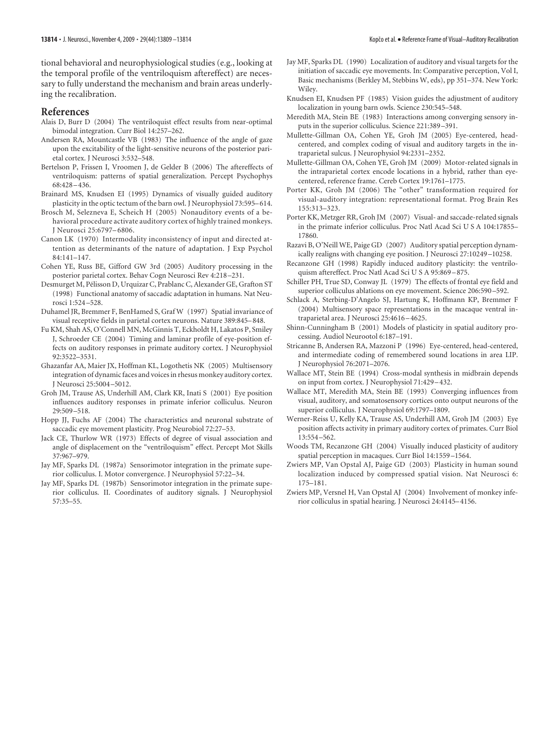tional behavioral and neurophysiological studies (e.g., looking at the temporal profile of the ventriloquism aftereffect) are necessary to fully understand the mechanism and brain areas underlying the recalibration.

## References

Alais D, Burr D (2004) The ventriloquist effect results from near-optimal bimodal integration. Curr Biol 14:257–262.

Andersen RA, Mountcastle VB (1983) The influence of the angle of gaze upon the excitability of the light-sensitive neurons of the posterior parietal cortex. J Neurosci 3:532–548.

Bertelson P, Frissen I, Vroomen J, de Gelder B (2006) The aftereffects of ventriloquism: patterns of spatial generalization. Percept Psychophys 68:428–436.

Brainard MS, Knudsen EI (1995) Dynamics of visually guided auditory plasticity in the optic tectum of the barn owl. J Neurophysiol 73:595–614.

Brosch M, Selezneva E, Scheich H (2005) Nonauditory events of a behavioral procedure activate auditory cortex of highly trained monkeys. J Neurosci 25:6797–6806.

Canon LK (1970) Intermodality inconsistency of input and directed attention as determinants of the nature of adaptation. J Exp Psychol 84:141–147.

Cohen YE, Russ BE, Gifford GW 3rd (2005) Auditory processing in the posterior parietal cortex. Behav Cogn Neurosci Rev 4:218–231.

Desmurget M, Pélisson D, Urquizar C, Prablanc C, Alexander GE, Grafton ST (1998) Functional anatomy of saccadic adaptation in humans. Nat Neurosci 1:524–528.

Duhamel JR, Bremmer F, BenHamed S, Graf W (1997) Spatial invariance of visual receptive fields in parietal cortex neurons. Nature 389:845–848.

Fu KM, Shah AS, O'Connell MN, McGinnis T, Eckholdt H, Lakatos P, Smiley J, Schroeder CE (2004) Timing and laminar profile of eye-position effects on auditory responses in primate auditory cortex. J Neurophysiol 92:3522–3531.

Ghazanfar AA, Maier JX, Hoffman KL, Logothetis NK (2005) Multisensory integration of dynamic faces and voices in rhesus monkey auditory cortex. J Neurosci 25:5004–5012.

Groh JM, Trause AS, Underhill AM, Clark KR, Inati S (2001) Eye position influences auditory responses in primate inferior colliculus. Neuron 29:509–518.

Hopp JJ, Fuchs AF (2004) The characteristics and neuronal substrate of saccadic eye movement plasticity. Prog Neurobiol 72:27–53.

Jack CE, Thurlow WR (1973) Effects of degree of visual association and angle of displacement on the "ventriloquism" effect. Percept Mot Skills 37:967–979.

Jay MF, Sparks DL (1987a) Sensorimotor integration in the primate superior colliculus. I. Motor convergence. J Neurophysiol 57:22–34.

Jay MF, Sparks DL (1987b) Sensorimotor integration in the primate superior colliculus. II. Coordinates of auditory signals. J Neurophysiol 57:35–55.

Jay MF, Sparks DL (1990) Localization of auditory and visual targets for the initiation of saccadic eye movements. In: Comparative perception, Vol I, Basic mechanisms (Berkley M, Stebbins W, eds), pp 351–374. New York: Wiley.

Knudsen EI, Knudsen PF (1985) Vision guides the adjustment of auditory localization in young barn owls. Science 230:545–548.

Meredith MA, Stein BE (1983) Interactions among converging sensory inputs in the superior colliculus. Science 221:389–391.

Mullette-Gillman OA, Cohen YE, Groh JM (2005) Eye-centered, head-centered, and complex coding of visual and auditory targets in the intraparietal sulcus. J Neurophysiol 94:2331–2352.

Mullette-Gillman OA, Cohen YE, Groh JM (2009) Motor-related signals in the intraparietal cortex encode locations in a hybrid, rather than eye-centered, reference frame. Cereb Cortex 19:1761–1775.

Porter KK, Groh JM (2006) The "other" transformation required for visual-auditory integration: representational format. Prog Brain Res 155:313–323.

Porter KK, Metzger RR, Groh JM (2007) Visual- and saccade-related signals in the primate inferior colliculus. Proc Natl Acad Sci U S A 104:17855–17860.

Razavi B, O'Neill WE, Paige GD (2007) Auditory spatial perception dynamically realigns with changing eye position. J Neurosci 27:10249–10258.

Recanzone GH (1998) Rapidly induced auditory plasticity: the ventriloquism aftereffect. Proc Natl Acad Sci U S A 95:869–875.

Schiller PH, True SD, Conway JL (1979) The effects of frontal eye field and superior colliculus ablations on eye movement. Science 206:590–592.

Schlack A, Sterbing-D'Angelo SJ, Hartung K, Hoffmann KP, Bremmer F (2004) Multisensory space representations in the macaque ventral intraparietal area. J Neurosci 25:4616–4625.

Shinn-Cunningham B (2001) Models of plasticity in spatial auditory processing. Audiol Neurootol 6:187–191.

Stricanne B, Andersen RA, Mazzoni P (1996) Eye-centered, head-centered, and intermediate coding of remembered sound locations in area LIP. J Neurophysiol 76:2071–2076.

Wallace MT, Stein BE (1994) Cross-modal synthesis in midbrain depends on input from cortex. J Neurophysiol 71:429–432.

Wallace MT, Meredith MA, Stein BE (1993) Converging influences from visual, auditory, and somatosensory cortices onto output neurons of the superior colliculus. J Neurophysiol 69:1797–1809.

Werner-Reiss U, Kelly KA, Trause AS, Underhill AM, Groh JM (2003) Eye position affects activity in primary auditory cortex of primates. Curr Biol 13:554–562.

Woods TM, Recanzone GH (2004) Visually induced plasticity of auditory spatial perception in macaques. Curr Biol 14:1559–1564.

Zwiers MP, Van Opstal AJ, Paige GD (2003) Plasticity in human sound localization induced by compressed spatial vision. Nat Neurosci 6: 175–181.

Zwiers MP, Versnel H, Van Opstal AJ (2004) Involvement of monkey inferior colliculus in spatial hearing. J Neurosci 24:4145–4156.